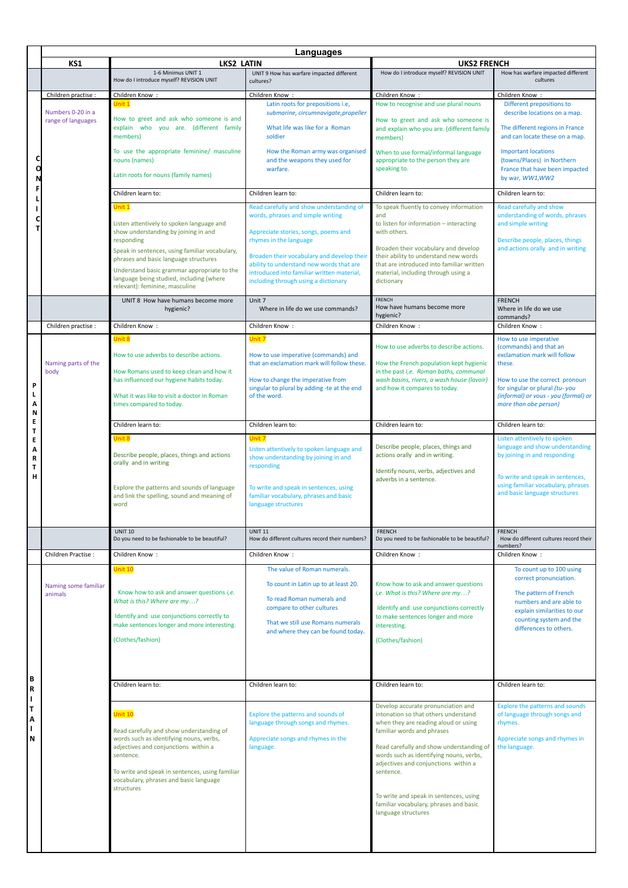# Languages

| | KS1 | LKS2 LATIN | | UKS2 FRENCH | |
|---|---|---|---|---|---|
| | | 1-6 Minimus UNIT 1<br>How do I introduce myself? REVISION UNIT | UNIT 9 How has warfare impacted different cultures? | How do I introduce myself? REVISION UNIT | How has warfare impacted different cultures |
| CONFLICT | Children practise : | Children Know : | Children Know : | Children Know : | Children Know : |
| | Numbers 0-20 in a range of languages | Unit 1<br><br>How to greet and ask who someone is and explain who you are. (different family members)<br><br>To use the appropriate feminine/ masculine nouns (names)<br><br>Latin roots for nouns (family names) | Latin roots for prepositions i.e, *submarine, circumnavigate,propeller*<br><br>What life was like for a Roman soldier<br><br>How the Roman army was organised and the weapons they used for warfare. | How to recognise and use plural nouns<br><br>How to greet and ask who someone is and explain who you are. (different family members)<br><br>When to use formal/informal language appropriate to the person they are speaking to. | Different prepositions to describe locations on a map.<br><br>The different regions in France and can locate these on a map.<br><br>Important locations (towns/Places) in Northern France that have been impacted by war, *WW1,WW2* |
| | | Children learn to: | Children learn to: | Children learn to: | Children learn to: |
| | | Unit 1<br><br>Listen attentively to spoken language and show understanding by joining in and responding<br><br>Speak in sentences, using familiar vocabulary, phrases and basic language structures<br><br>Understand basic grammar appropriate to the language being studied, including (where relevant): feminine, masculine | Read carefully and show understanding of words, phrases and simple writing<br><br>Appreciate stories, songs, poems and rhymes in the language<br><br>Broaden their vocabulary and develop their ability to understand new words that are introduced into familiar written material, including through using a dictionary | To speak fluently to convey information and to listen for information – interacting with others.<br><br>Broaden their vocabulary and develop their ability to understand new words that are introduced into familiar written material, including through using a dictionary | Read carefully and show understanding of words, phrases and simple writing<br><br>Describe people, places, things and actions orally and in writing |
| | | UNIT 8 How have humans become more hygienic? | Unit 7<br>Where in life do we use commands? | FRENCH<br>How have humans become more hygienic? | FRENCH<br>Where in life do we use commands? |
| PLANET EARTH | Children practise : | Children Know : | Children Know : | Children Know : | Children Know : |
| | Naming parts of the body | Unit 8<br><br>How to use adverbs to describe actions.<br><br>How Romans used to keep clean and how it has influenced our hygiene habits today.<br><br>What it was like to visit a doctor in Roman times compared to today. | Unit 7<br><br>How to use imperative (commands) and that an exclamation mark will follow these.<br><br>How to change the imperative from singular to plural by adding -te at the end of the word. | How to use adverbs to describe actions.<br><br>How the French population kept hygienic in the past *i,e. Roman baths, communal wash basins, rivers, a wash house (lavoir)* and how it compares to today. | How to use imperative (commands) and that an exclamation mark will follow these.<br><br>How to use the correct pronoun for singular or plural *(tu- you (informal) or vous - you (formal) or more than obe person)* |
| | | Children learn to: | Children learn to: | Children learn to: | Children learn to: |
| | | Unit 8<br><br>Describe people, places, things and actions orally and in writing<br><br>Explore the patterns and sounds of language and link the spelling, sound and meaning of word | Unit 7<br>Listen attentively to spoken language and show understanding by joining in and responding<br><br>To write and speak in sentences, using familiar vocabulary, phrases and basic language structures | Describe people, places, things and actions orally and in writing.<br><br>Identify nouns, verbs, adjectives and adverbs in a sentence. | Listen attentively to spoken language and show understanding by joining in and responding<br><br>To write and speak in sentences, using familiar vocabulary, phrases and basic language structures |
| | | UNIT 10<br>Do you need to be fashionable to be beautiful? | UNIT 11<br>How do different cultures record their numbers? | FRENCH<br>Do you need to be fashionable to be beautiful? | FRENCH<br>How do different cultures record their numbers? |
| BRITAIN | Children Practise : | Children Know : | Children Know : | Children Know : | Children Know : |
| | Naming some familiar animals | Unit 10<br><br>Know how to ask and answer questions *i,e. What is this? Where are my…?*<br><br>Identify and use conjunctions correctly to make sentences longer and more interesting.<br><br>(Clothes/fashion) | The value of Roman numerals.<br><br>To count in Latin up to at least 20.<br><br>To read Roman numerals and compare to other cultures<br><br>That we still use Romans numerals and where they can be found today. | Know how to ask and answer questions *i,e. What is this? Where are my…?*<br><br>Identify and use conjunctions correctly to make sentences longer and more interesting.<br><br>(Clothes/fashion) | To count up to 100 using correct pronunciation.<br><br>The pattern of French numbers and are able to explain similarities to our counting system and the differences to others. |
| | | Children learn to: | Children learn to: | Children learn to: | Children learn to: |
| | | Unit 10<br><br>Read carefully and show understanding of words such as identifying nouns, verbs, adjectives and conjunctions within a sentence.<br><br>To write and speak in sentences, using familiar vocabulary, phrases and basic language structures | Explore the patterns and sounds of language through songs and rhymes.<br><br>Appreciate songs and rhymes in the language. | Develop accurate pronunciation and intonation so that others understand when they are reading aloud or using familiar words and phrases<br><br>Read carefully and show understanding of words such as identifying nouns, verbs, adjectives and conjunctions within a sentence.<br><br>To write and speak in sentences, using familiar vocabulary, phrases and basic language structures | Explore the patterns and sounds of language through songs and rhymes.<br><br>Appreciate songs and rhymes in the language. |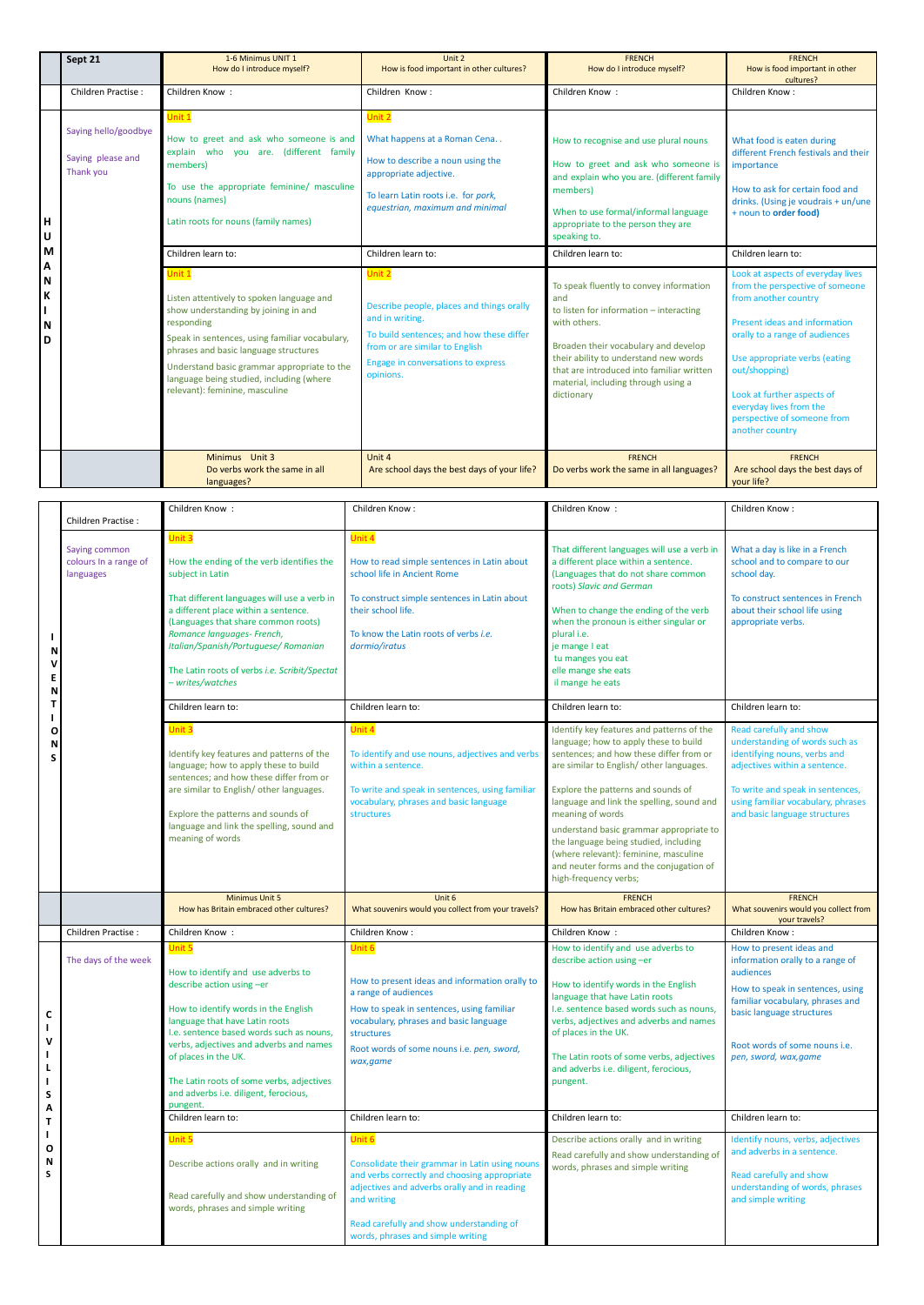| | Sept 21 | 1-6 Minimus UNIT 1<br>How do I introduce myself? | Unit 2<br>How is food important in other cultures? | FRENCH<br>How do I introduce myself? | FRENCH<br>How is food important in other cultures? |
|---|---|---|---|---|---|
| | Children Practise : | Children Know : | Children Know : | Children Know : | Children Know : |
| HUMANKIND | Saying hello/goodbye<br><br>Saying please and Thank you | Unit 1<br><br>How to greet and ask who someone is and explain who you are. (different family members)<br><br>To use the appropriate feminine/ masculine nouns (names)<br><br>Latin roots for nouns (family names) | Unit 2<br><br>What happens at a Roman Cena. .<br><br>How to describe a noun using the appropriate adjective.<br><br>To learn Latin roots i.e. for *pork, equestrian, maximum and minimal* | How to recognise and use plural nouns<br><br>How to greet and ask who someone is and explain who you are. (different family members)<br><br>When to use formal/informal language appropriate to the person they are speaking to. | What food is eaten during different French festivals and their importance<br><br>How to ask for certain food and drinks. (Using je voudrais + un/une + noun to **order food)** |
| | | Children learn to: | Children learn to: | Children learn to: | Children learn to: |
| | | Unit 1<br><br>Listen attentively to spoken language and show understanding by joining in and responding<br><br>Speak in sentences, using familiar vocabulary, phrases and basic language structures<br><br>Understand basic grammar appropriate to the language being studied, including (where relevant): feminine, masculine | Unit 2<br><br>Describe people, places and things orally and in writing.<br><br>To build sentences; and how these differ from or are similar to English<br><br>Engage in conversations to express opinions. | To speak fluently to convey information and<br>to listen for information – interacting with others.<br><br>Broaden their vocabulary and develop their ability to understand new words that are introduced into familiar written material, including through using a dictionary | Look at aspects of everyday lives from the perspective of someone from another country<br><br>Present ideas and information orally to a range of audiences<br><br>Use appropriate verbs (eating out/shopping)<br><br>Look at further aspects of everyday lives from the perspective of someone from another country |
| | | Minimus Unit 3<br>Do verbs work the same in all languages? | Unit 4<br>Are school days the best days of your life? | FRENCH<br>Do verbs work the same in all languages? | FRENCH<br>Are school days the best days of your life? |

| | Children Practise : | Children Know : | Children Know : | Children Know : | Children Know : |
|---|---|---|---|---|---|
| INVENTIONS | Saying common colours In a range of languages | Unit 3<br><br>How the ending of the verb identifies the subject in Latin<br><br>That different languages will use a verb in a different place within a sentence. (Languages that share common roots) *Romance languages- French, Italian/Spanish/Portuguese/ Romanian*<br><br>The Latin roots of verbs *i.e. Scribit/Spectat – writes/watches* | Unit 4<br><br>How to read simple sentences in Latin about school life in Ancient Rome<br><br>To construct simple sentences in Latin about their school life.<br><br>To know the Latin roots of verbs *i.e. dormio/iratus* | That different languages will use a verb in a different place within a sentence. (Languages that do not share common roots) *Slavic and German*<br><br>When to change the ending of the verb when the pronoun is either singular or plural i.e.<br>je mange I eat<br>tu manges you eat<br>elle mange she eats<br>il mange he eats | What a day is like in a French school and to compare to our school day.<br><br>To construct sentences in French about their school life using appropriate verbs. |
| | | Children learn to: | Children learn to: | Children learn to: | Children learn to: |
| | | Unit 3<br><br>Identify key features and patterns of the language; how to apply these to build sentences; and how these differ from or are similar to English/ other languages.<br><br>Explore the patterns and sounds of language and link the spelling, sound and meaning of words | Unit 4<br><br>To identify and use nouns, adjectives and verbs within a sentence.<br><br>To write and speak in sentences, using familiar vocabulary, phrases and basic language structures | Identify key features and patterns of the language; how to apply these to build sentences; and how these differ from or are similar to English/ other languages.<br><br>Explore the patterns and sounds of language and link the spelling, sound and meaning of words<br><br>understand basic grammar appropriate to the language being studied, including (where relevant): feminine, masculine and neuter forms and the conjugation of high-frequency verbs; | Read carefully and show understanding of words such as identifying nouns, verbs and adjectives within a sentence.<br><br>To write and speak in sentences, using familiar vocabulary, phrases and basic language structures |
| | | Minimus Unit 5<br>How has Britain embraced other cultures? | Unit 6<br>What souvenirs would you collect from your travels? | FRENCH<br>How has Britain embraced other cultures? | FRENCH<br>What souvenirs would you collect from your travels? |
| | Children Practise : | Children Know : | Children Know : | Children Know : | Children Know : |
| CIVILISATIONS | The days of the week | Unit 5<br><br>How to identify and use adverbs to describe action using –er<br><br>How to identify words in the English language that have Latin roots<br>I.e. sentence based words such as nouns, verbs, adjectives and adverbs and names of places in the UK.<br><br>The Latin roots of some verbs, adjectives and adverbs i.e. diligent, ferocious, pungent. | Unit 6<br><br>How to present ideas and information orally to a range of audiences<br><br>How to speak in sentences, using familiar vocabulary, phrases and basic language structures<br><br>Root words of some nouns i.e. *pen, sword, wax,game* | How to identify and use adverbs to describe action using –er<br><br>How to identify words in the English language that have Latin roots<br>I.e. sentence based words such as nouns, verbs, adjectives and adverbs and names of places in the UK.<br><br>The Latin roots of some verbs, adjectives and adverbs i.e. diligent, ferocious, pungent. | How to present ideas and information orally to a range of audiences<br><br>How to speak in sentences, using familiar vocabulary, phrases and basic language structures<br><br>Root words of some nouns i.e. *pen, sword, wax,game* |
| | | Children learn to: | Children learn to: | Children learn to: | Children learn to: |
| | | Unit 5<br><br>Describe actions orally and in writing<br><br>Read carefully and show understanding of words, phrases and simple writing | Unit 6<br><br>Consolidate their grammar in Latin using nouns and verbs correctly and choosing appropriate adjectives and adverbs orally and in reading and writing<br><br>Read carefully and show understanding of words, phrases and simple writing | Describe actions orally and in writing<br><br>Read carefully and show understanding of words, phrases and simple writing | Identify nouns, verbs, adjectives and adverbs in a sentence.<br><br>Read carefully and show understanding of words, phrases and simple writing |